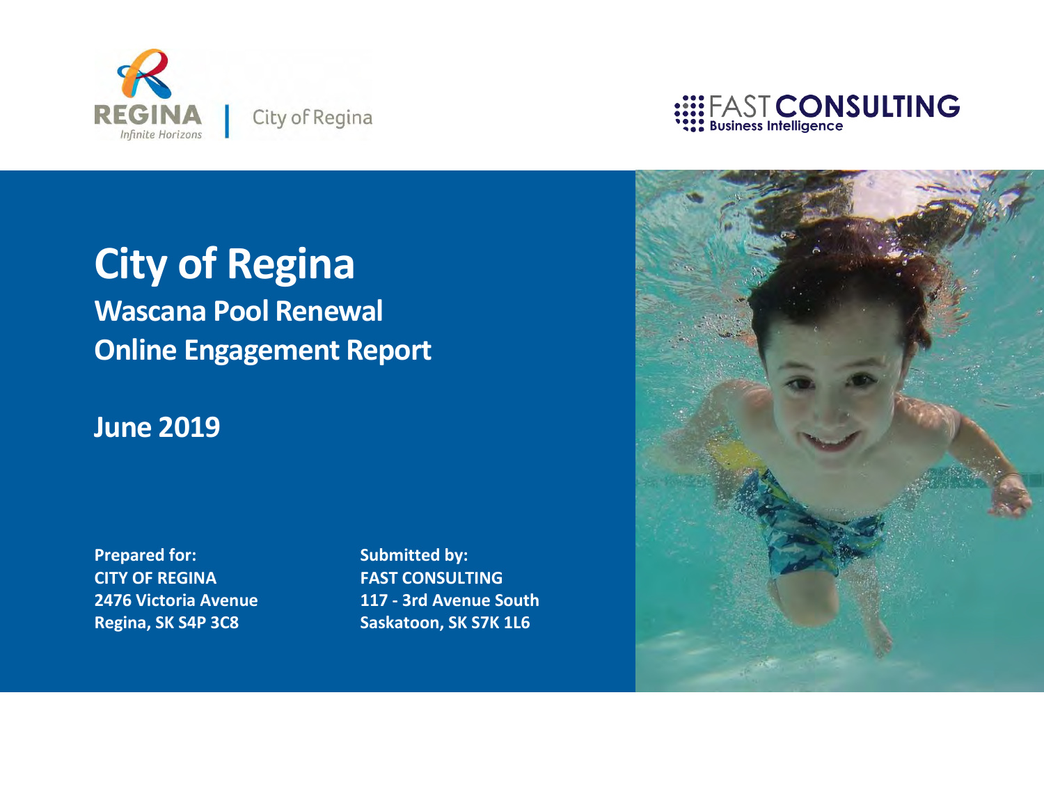# City of Regina

## Wascana Pool Renewal

## Online Engagement Report

**June 2019**

**Prepared for:**
**CITY OF REGINA**
**2476 Victoria Avenue**
**Regina, SK S4P 3C8**

**Submitted by:**
**FAST CONSULTING**
**117 - 3rd Avenue South**
**Saskatoon, SK S7K 1L6**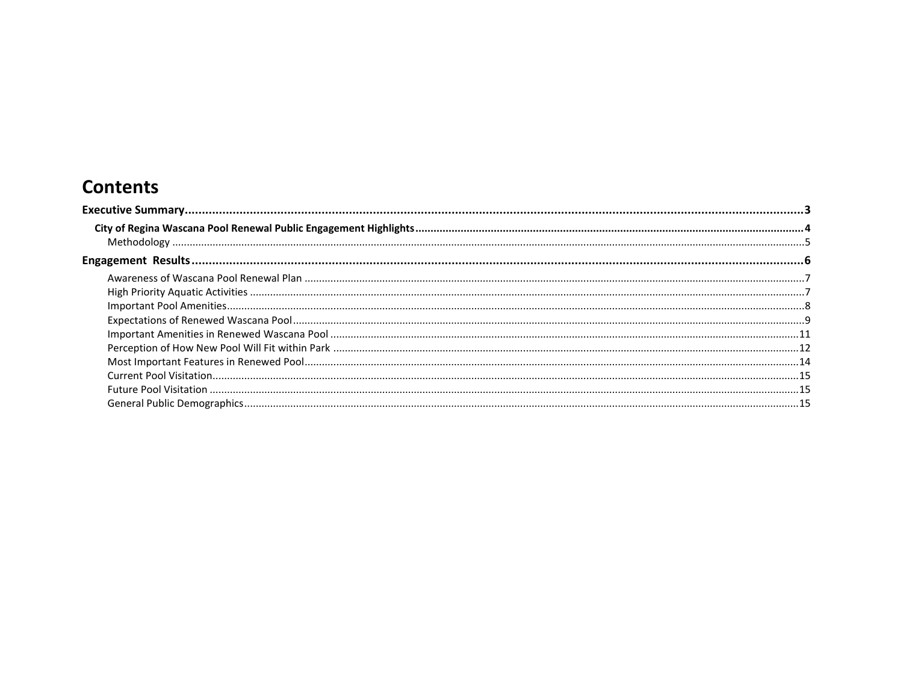# Contents

**Executive Summary** .......... 3

**City of Regina Wascana Pool Renewal Public Engagement Highlights** .......... 4

Methodology .......... 5

**Engagement Results** .......... 6

Awareness of Wascana Pool Renewal Plan .......... 7

High Priority Aquatic Activities .......... 7

Important Pool Amenities .......... 8

Expectations of Renewed Wascana Pool .......... 9

Important Amenities in Renewed Wascana Pool .......... 11

Perception of How New Pool Will Fit within Park .......... 12

Most Important Features in Renewed Pool .......... 14

Current Pool Visitation .......... 15

Future Pool Visitation .......... 15

General Public Demographics .......... 15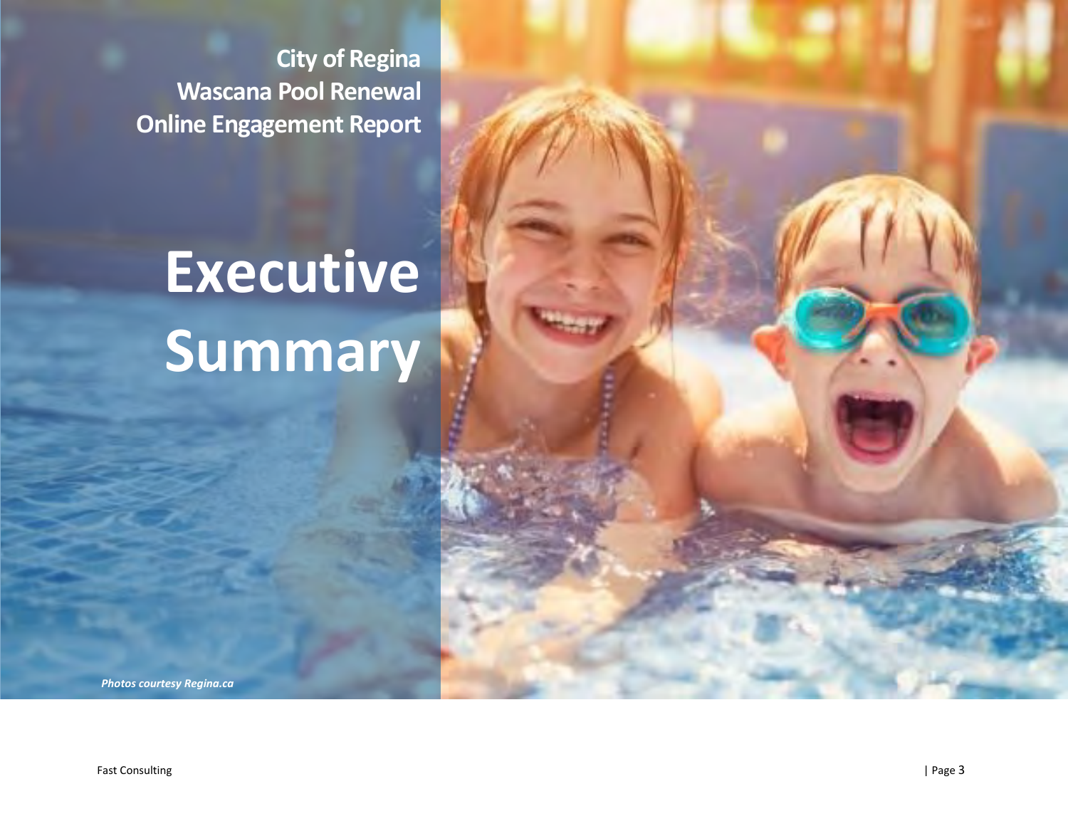**City of Regina**
**Wascana Pool Renewal**
**Online Engagement Report**

# Executive Summary

***Photos courtesy Regina.ca***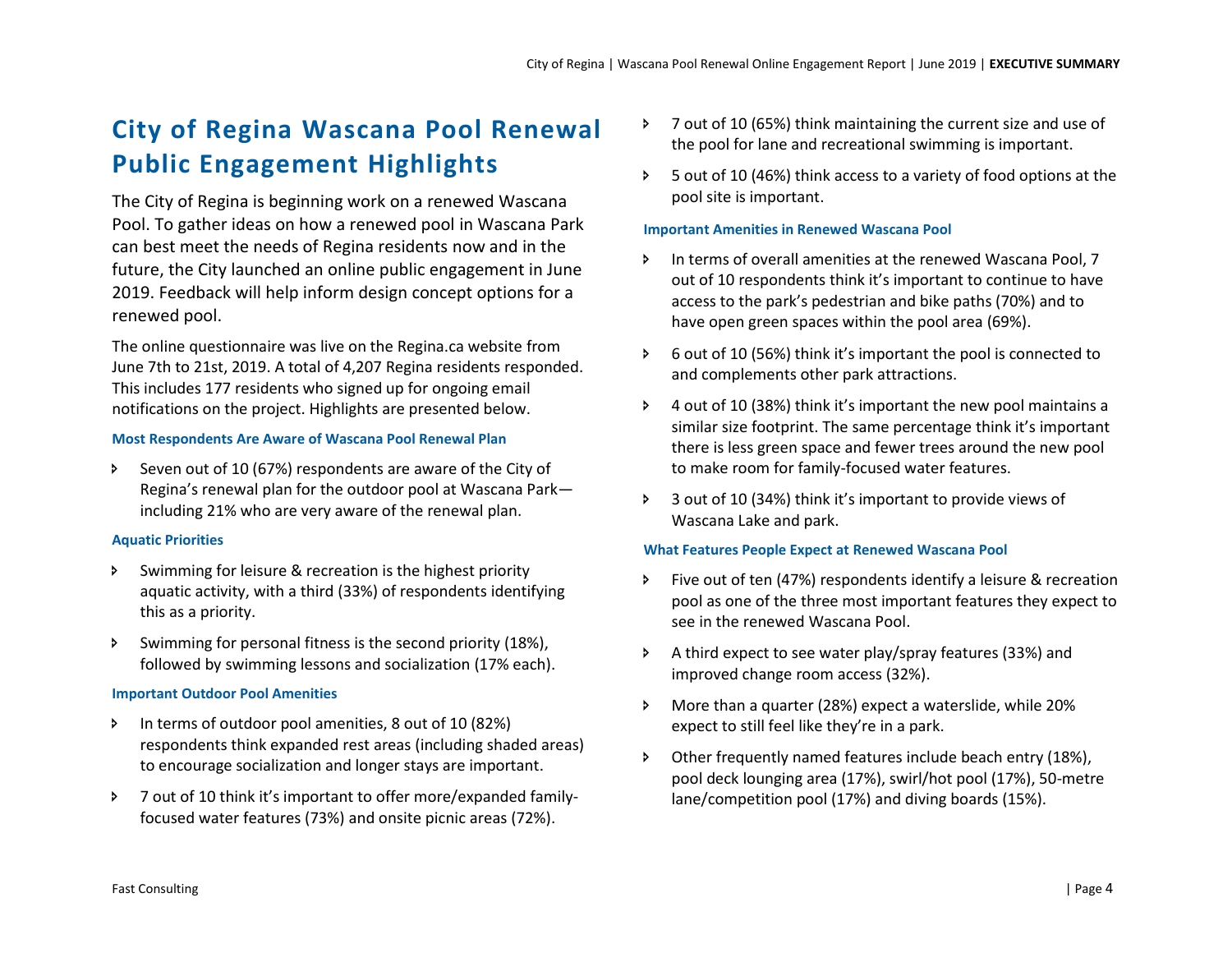# City of Regina Wascana Pool Renewal Public Engagement Highlights

The City of Regina is beginning work on a renewed Wascana Pool. To gather ideas on how a renewed pool in Wascana Park can best meet the needs of Regina residents now and in the future, the City launched an online public engagement in June 2019. Feedback will help inform design concept options for a renewed pool.

The online questionnaire was live on the Regina.ca website from June 7th to 21st, 2019. A total of 4,207 Regina residents responded. This includes 177 residents who signed up for ongoing email notifications on the project. Highlights are presented below.

### Most Respondents Are Aware of Wascana Pool Renewal Plan

- Seven out of 10 (67%) respondents are aware of the City of Regina's renewal plan for the outdoor pool at Wascana Park—including 21% who are very aware of the renewal plan.

### Aquatic Priorities

- Swimming for leisure & recreation is the highest priority aquatic activity, with a third (33%) of respondents identifying this as a priority.
- Swimming for personal fitness is the second priority (18%), followed by swimming lessons and socialization (17% each).

### Important Outdoor Pool Amenities

- In terms of outdoor pool amenities, 8 out of 10 (82%) respondents think expanded rest areas (including shaded areas) to encourage socialization and longer stays are important.
- 7 out of 10 think it's important to offer more/expanded family-focused water features (73%) and onsite picnic areas (72%).
- 7 out of 10 (65%) think maintaining the current size and use of the pool for lane and recreational swimming is important.
- 5 out of 10 (46%) think access to a variety of food options at the pool site is important.

### Important Amenities in Renewed Wascana Pool

- In terms of overall amenities at the renewed Wascana Pool, 7 out of 10 respondents think it's important to continue to have access to the park's pedestrian and bike paths (70%) and to have open green spaces within the pool area (69%).
- 6 out of 10 (56%) think it's important the pool is connected to and complements other park attractions.
- 4 out of 10 (38%) think it's important the new pool maintains a similar size footprint. The same percentage think it's important there is less green space and fewer trees around the new pool to make room for family-focused water features.
- 3 out of 10 (34%) think it's important to provide views of Wascana Lake and park.

### What Features People Expect at Renewed Wascana Pool

- Five out of ten (47%) respondents identify a leisure & recreation pool as one of the three most important features they expect to see in the renewed Wascana Pool.
- A third expect to see water play/spray features (33%) and improved change room access (32%).
- More than a quarter (28%) expect a waterslide, while 20% expect to still feel like they're in a park.
- Other frequently named features include beach entry (18%), pool deck lounging area (17%), swirl/hot pool (17%), 50-metre lane/competition pool (17%) and diving boards (15%).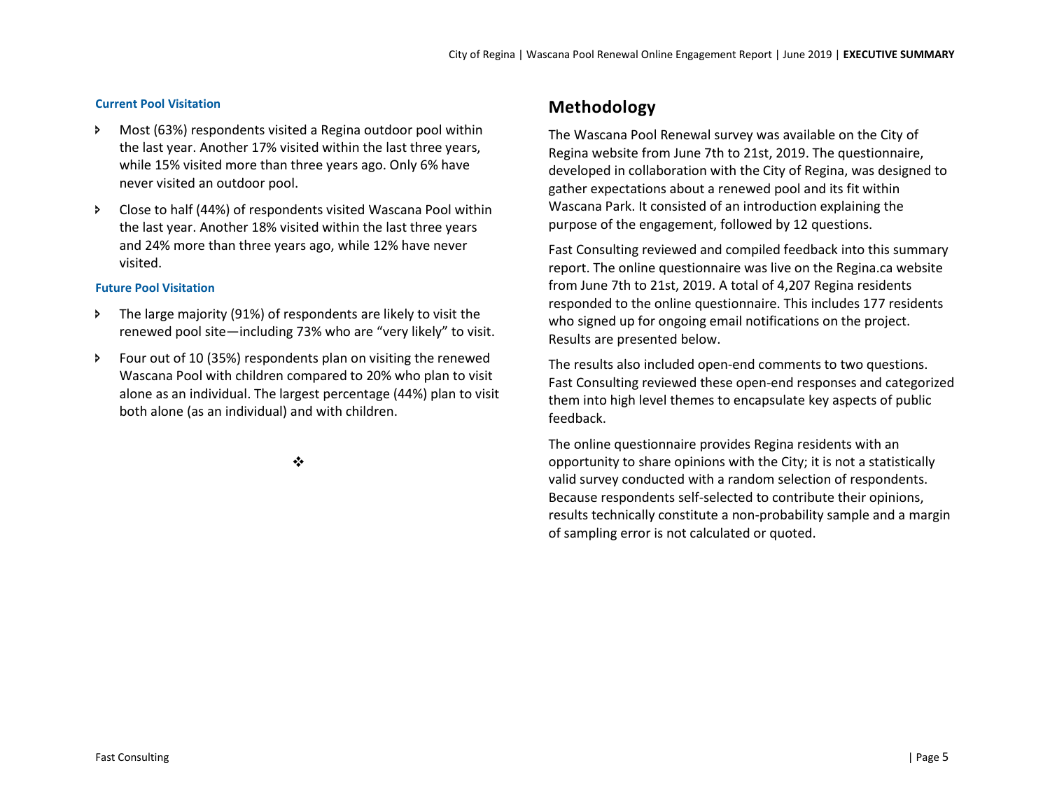### Current Pool Visitation

- Most (63%) respondents visited a Regina outdoor pool within the last year. Another 17% visited within the last three years, while 15% visited more than three years ago. Only 6% have never visited an outdoor pool.
- Close to half (44%) of respondents visited Wascana Pool within the last year. Another 18% visited within the last three years and 24% more than three years ago, while 12% have never visited.

### Future Pool Visitation

- The large majority (91%) of respondents are likely to visit the renewed pool site—including 73% who are "very likely" to visit.
- Four out of 10 (35%) respondents plan on visiting the renewed Wascana Pool with children compared to 20% who plan to visit alone as an individual. The largest percentage (44%) plan to visit both alone (as an individual) and with children.

❖

## Methodology

The Wascana Pool Renewal survey was available on the City of Regina website from June 7th to 21st, 2019. The questionnaire, developed in collaboration with the City of Regina, was designed to gather expectations about a renewed pool and its fit within Wascana Park. It consisted of an introduction explaining the purpose of the engagement, followed by 12 questions.

Fast Consulting reviewed and compiled feedback into this summary report. The online questionnaire was live on the Regina.ca website from June 7th to 21st, 2019. A total of 4,207 Regina residents responded to the online questionnaire. This includes 177 residents who signed up for ongoing email notifications on the project. Results are presented below.

The results also included open-end comments to two questions. Fast Consulting reviewed these open-end responses and categorized them into high level themes to encapsulate key aspects of public feedback.

The online questionnaire provides Regina residents with an opportunity to share opinions with the City; it is not a statistically valid survey conducted with a random selection of respondents. Because respondents self-selected to contribute their opinions, results technically constitute a non-probability sample and a margin of sampling error is not calculated or quoted.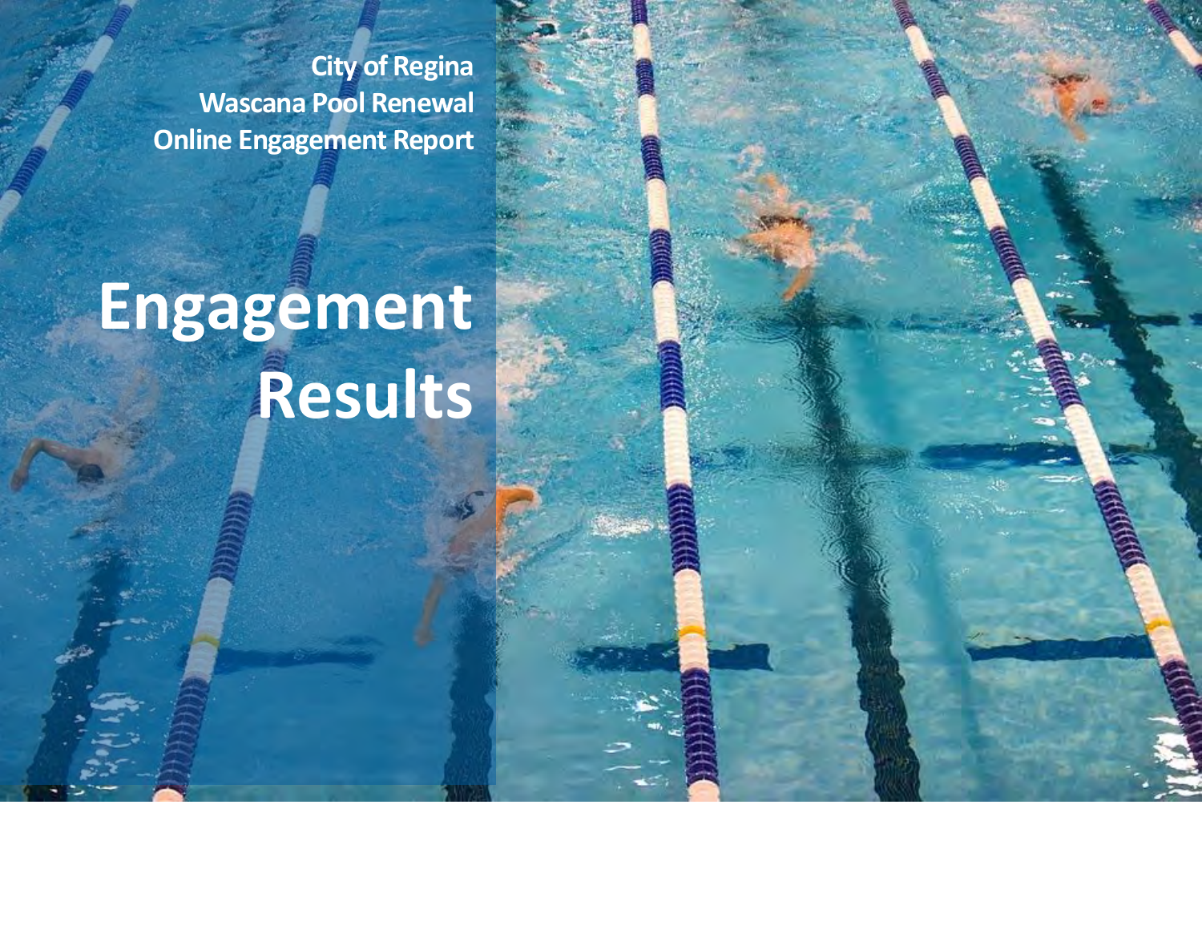City of Regina
Wascana Pool Renewal
Online Engagement Report

# Engagement Results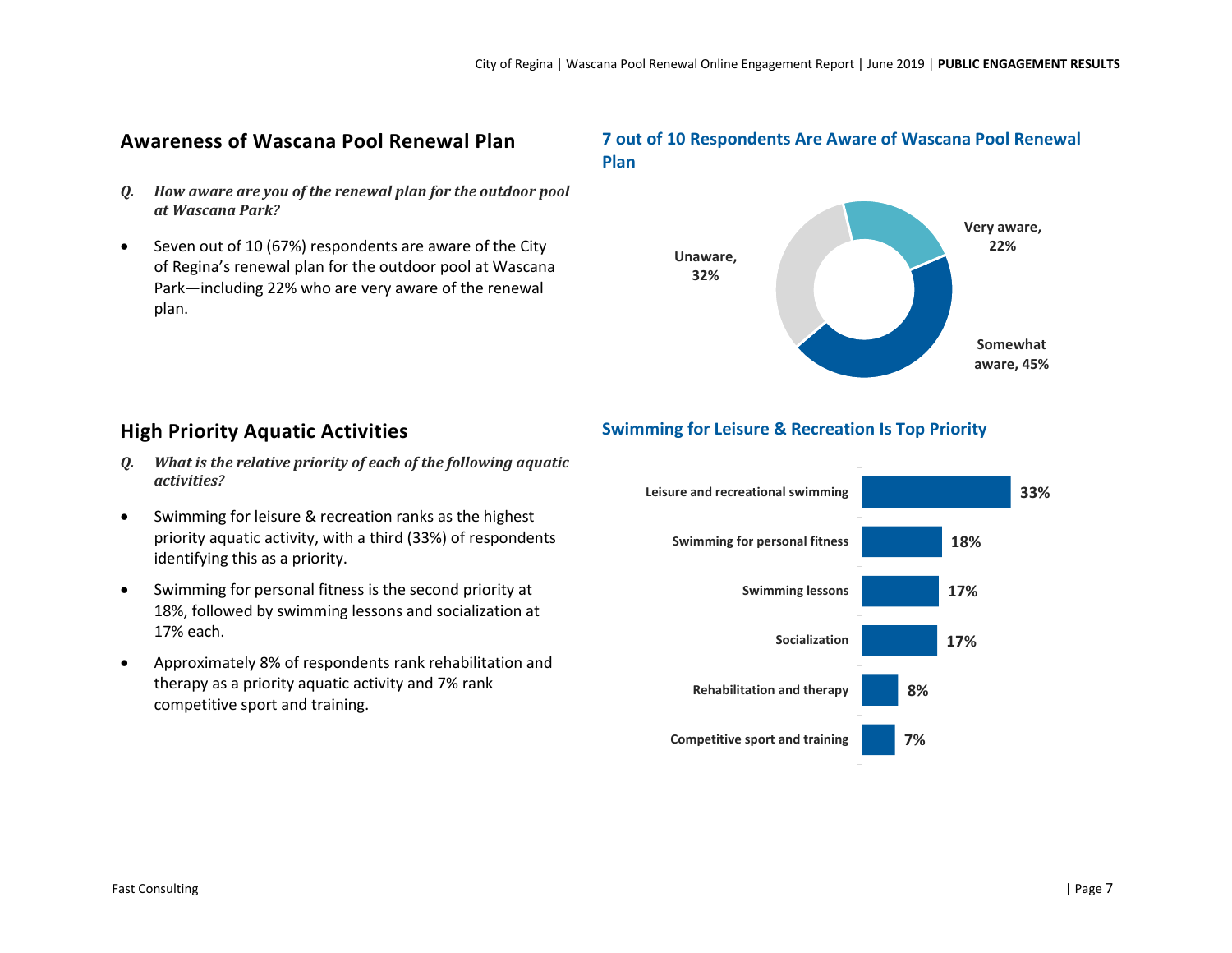## Awareness of Wascana Pool Renewal Plan

*Q. How aware are you of the renewal plan for the outdoor pool at Wascana Park?*

- Seven out of 10 (67%) respondents are aware of the City of Regina's renewal plan for the outdoor pool at Wascana Park—including 22% who are very aware of the renewal plan.

**7 out of 10 Respondents Are Aware of Wascana Pool Renewal Plan**

| Response | Percentage |
|---|---|
| Very aware | 22% |
| Somewhat aware | 45% |
| Unaware | 32% |

## High Priority Aquatic Activities

*Q. What is the relative priority of each of the following aquatic activities?*

- Swimming for leisure & recreation ranks as the highest priority aquatic activity, with a third (33%) of respondents identifying this as a priority.
- Swimming for personal fitness is the second priority at 18%, followed by swimming lessons and socialization at 17% each.
- Approximately 8% of respondents rank rehabilitation and therapy as a priority aquatic activity and 7% rank competitive sport and training.

**Swimming for Leisure & Recreation Is Top Priority**

| Activity | Percentage |
|---|---|
| Leisure and recreational swimming | 33% |
| Swimming for personal fitness | 18% |
| Swimming lessons | 17% |
| Socialization | 17% |
| Rehabilitation and therapy | 8% |
| Competitive sport and training | 7% |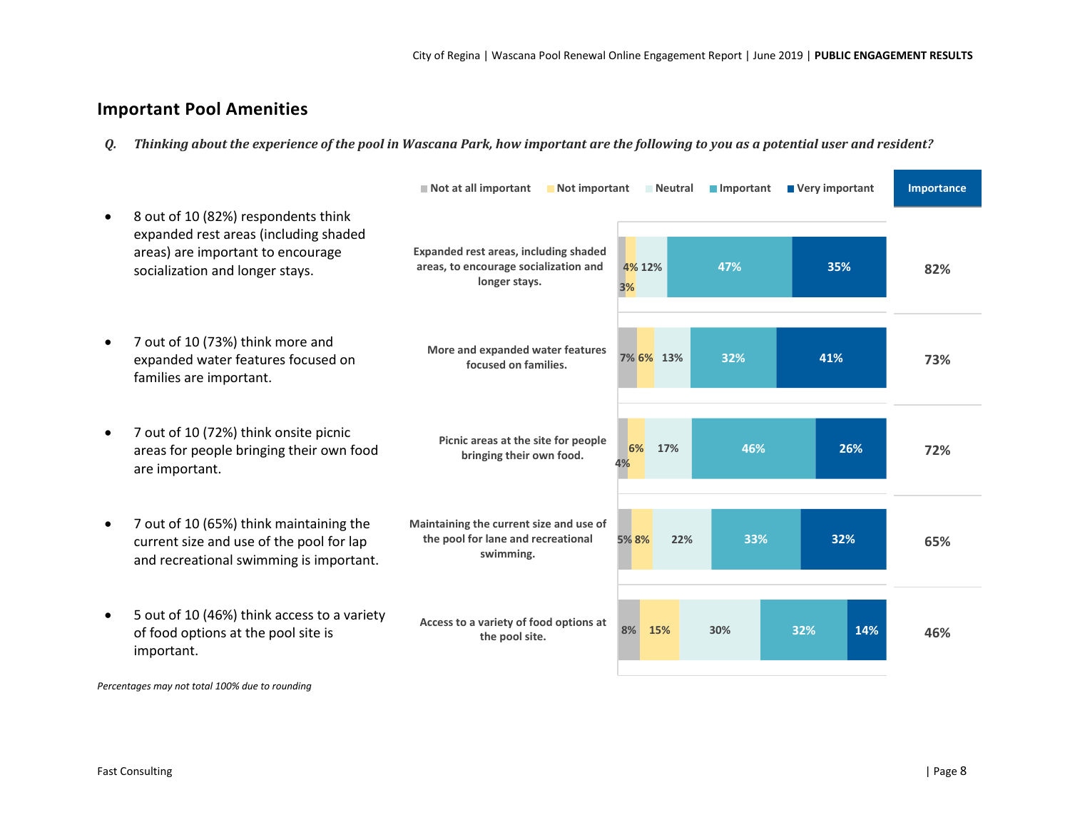## Important Pool Amenities

***Q. Thinking about the experience of the pool in Wascana Park, how important are the following to you as a potential user and resident?***

- 8 out of 10 (82%) respondents think expanded rest areas (including shaded areas) are important to encourage socialization and longer stays.
- 7 out of 10 (73%) think more and expanded water features focused on families are important.
- 7 out of 10 (72%) think onsite picnic areas for people bringing their own food are important.
- 7 out of 10 (65%) think maintaining the current size and use of the pool for lap and recreational swimming is important.
- 5 out of 10 (46%) think access to a variety of food options at the pool site is important.

| | Not at all important | Not important | Neutral | Important | Very important | Importance |
|---|---|---|---|---|---|---|
| Expanded rest areas, including shaded areas, to encourage socialization and longer stays. | 3% | 4% | 12% | 47% | 35% | 82% |
| More and expanded water features focused on families. | 7% | 6% | 13% | 32% | 41% | 73% |
| Picnic areas at the site for people bringing their own food. | 4% | 6% | 17% | 46% | 26% | 72% |
| Maintaining the current size and use of the pool for lane and recreational swimming. | 5% | 8% | 22% | 33% | 32% | 65% |
| Access to a variety of food options at the pool site. | 8% | 15% | 30% | 32% | 14% | 46% |

*Percentages may not total 100% due to rounding*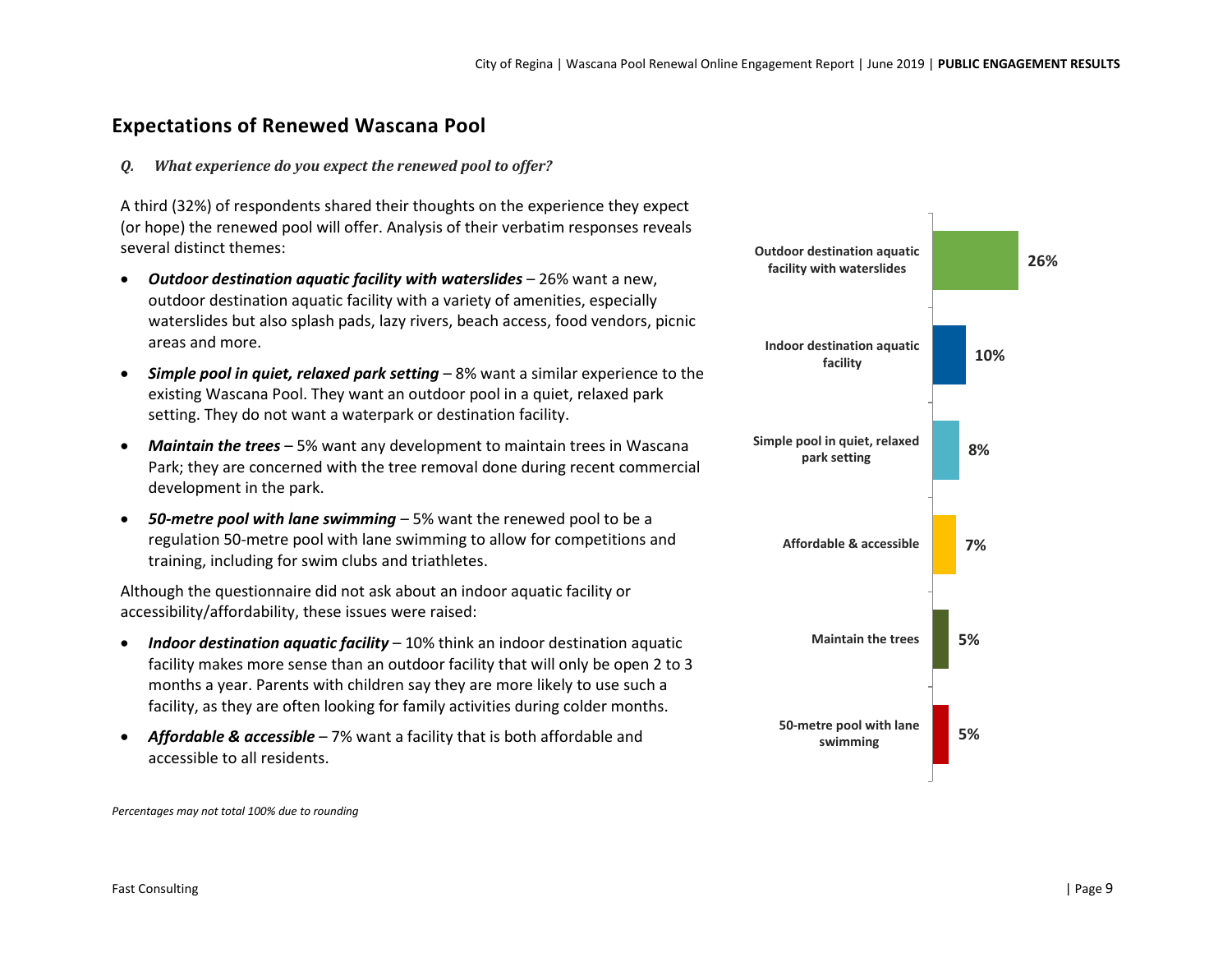## Expectations of Renewed Wascana Pool

*Q. What experience do you expect the renewed pool to offer?*

A third (32%) of respondents shared their thoughts on the experience they expect (or hope) the renewed pool will offer. Analysis of their verbatim responses reveals several distinct themes:

- ***Outdoor destination aquatic facility with waterslides*** – 26% want a new, outdoor destination aquatic facility with a variety of amenities, especially waterslides but also splash pads, lazy rivers, beach access, food vendors, picnic areas and more.
- ***Simple pool in quiet, relaxed park setting*** – 8% want a similar experience to the existing Wascana Pool. They want an outdoor pool in a quiet, relaxed park setting. They do not want a waterpark or destination facility.
- ***Maintain the trees*** – 5% want any development to maintain trees in Wascana Park; they are concerned with the tree removal done during recent commercial development in the park.
- ***50-metre pool with lane swimming*** – 5% want the renewed pool to be a regulation 50-metre pool with lane swimming to allow for competitions and training, including for swim clubs and triathletes.

Although the questionnaire did not ask about an indoor aquatic facility or accessibility/affordability, these issues were raised:

- ***Indoor destination aquatic facility*** – 10% think an indoor destination aquatic facility makes more sense than an outdoor facility that will only be open 2 to 3 months a year. Parents with children say they are more likely to use such a facility, as they are often looking for family activities during colder months.
- ***Affordable & accessible*** – 7% want a facility that is both affordable and accessible to all residents.

| Theme | % |
|---|---|
| Outdoor destination aquatic facility with waterslides | 26% |
| Indoor destination aquatic facility | 10% |
| Simple pool in quiet, relaxed park setting | 8% |
| Affordable & accessible | 7% |
| Maintain the trees | 5% |
| 50-metre pool with lane swimming | 5% |

*Percentages may not total 100% due to rounding*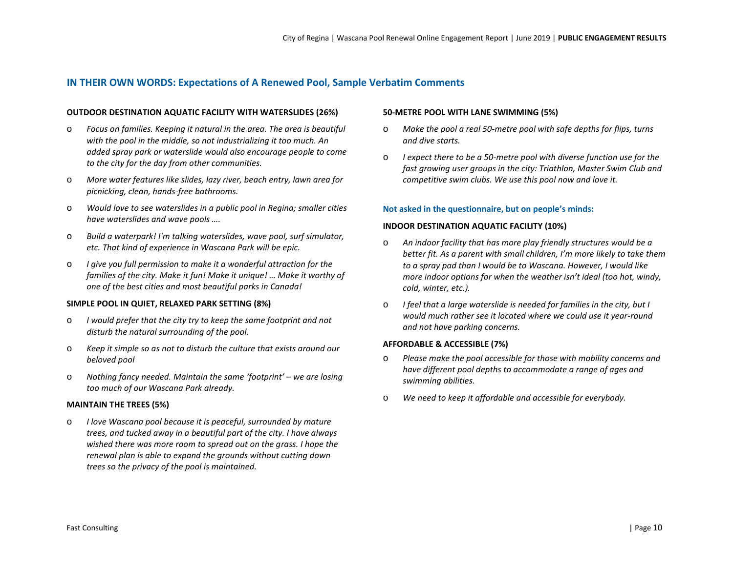## IN THEIR OWN WORDS: Expectations of A Renewed Pool, Sample Verbatim Comments

**OUTDOOR DESTINATION AQUATIC FACILITY WITH WATERSLIDES (26%)**

- *Focus on families. Keeping it natural in the area. The area is beautiful with the pool in the middle, so not industrializing it too much. An added spray park or waterslide would also encourage people to come to the city for the day from other communities.*
- *More water features like slides, lazy river, beach entry, lawn area for picnicking, clean, hands-free bathrooms.*
- *Would love to see waterslides in a public pool in Regina; smaller cities have waterslides and wave pools ….*
- *Build a waterpark! I'm talking waterslides, wave pool, surf simulator, etc. That kind of experience in Wascana Park will be epic.*
- *I give you full permission to make it a wonderful attraction for the families of the city. Make it fun! Make it unique! … Make it worthy of one of the best cities and most beautiful parks in Canada!*

**SIMPLE POOL IN QUIET, RELAXED PARK SETTING (8%)**

- *I would prefer that the city try to keep the same footprint and not disturb the natural surrounding of the pool.*
- *Keep it simple so as not to disturb the culture that exists around our beloved pool*
- *Nothing fancy needed. Maintain the same 'footprint' – we are losing too much of our Wascana Park already.*

**MAINTAIN THE TREES (5%)**

- *I love Wascana pool because it is peaceful, surrounded by mature trees, and tucked away in a beautiful part of the city. I have always wished there was more room to spread out on the grass. I hope the renewal plan is able to expand the grounds without cutting down trees so the privacy of the pool is maintained.*

**50-METRE POOL WITH LANE SWIMMING (5%)**

- *Make the pool a real 50-metre pool with safe depths for flips, turns and dive starts.*
- *I expect there to be a 50-metre pool with diverse function use for the fast growing user groups in the city: Triathlon, Master Swim Club and competitive swim clubs. We use this pool now and love it.*

**Not asked in the questionnaire, but on people's minds:**

**INDOOR DESTINATION AQUATIC FACILITY (10%)**

- *An indoor facility that has more play friendly structures would be a better fit. As a parent with small children, I'm more likely to take them to a spray pad than I would be to Wascana. However, I would like more indoor options for when the weather isn't ideal (too hot, windy, cold, winter, etc.).*
- *I feel that a large waterslide is needed for families in the city, but I would much rather see it located where we could use it year-round and not have parking concerns.*

**AFFORDABLE & ACCESSIBLE (7%)**

- *Please make the pool accessible for those with mobility concerns and have different pool depths to accommodate a range of ages and swimming abilities.*
- *We need to keep it affordable and accessible for everybody.*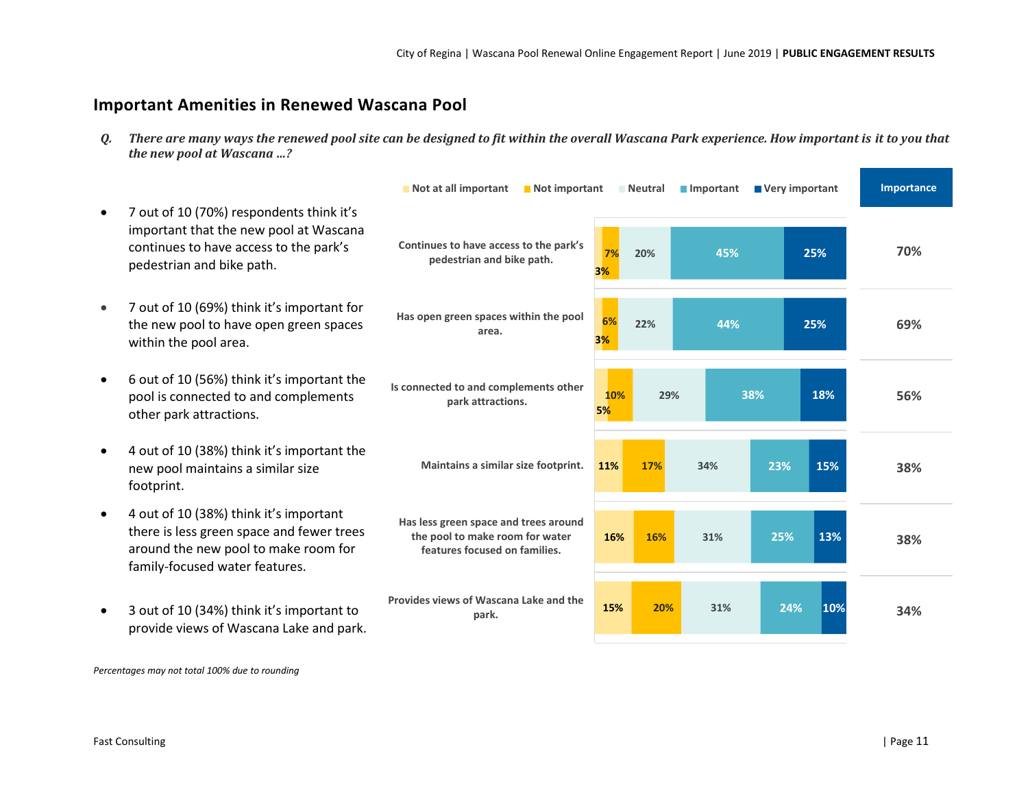## Important Amenities in Renewed Wascana Pool

***Q. There are many ways the renewed pool site can be designed to fit within the overall Wascana Park experience. How important is it to you that the new pool at Wascana …?***

- 7 out of 10 (70%) respondents think it's important that the new pool at Wascana continues to have access to the park's pedestrian and bike path.
- 7 out of 10 (69%) think it's important for the new pool to have open green spaces within the pool area.
- 6 out of 10 (56%) think it's important the pool is connected to and complements other park attractions.
- 4 out of 10 (38%) think it's important the new pool maintains a similar size footprint.
- 4 out of 10 (38%) think it's important there is less green space and fewer trees around the new pool to make room for family-focused water features.
- 3 out of 10 (34%) think it's important to provide views of Wascana Lake and park.

| | Not at all important | Not important | Neutral | Important | Very important | Importance |
|---|---|---|---|---|---|---|
| Continues to have access to the park's pedestrian and bike path. | 3% | 7% | 20% | 45% | 25% | 70% |
| Has open green spaces within the pool area. | 3% | 6% | 22% | 44% | 25% | 69% |
| Is connected to and complements other park attractions. | 5% | 10% | 29% | 38% | 18% | 56% |
| Maintains a similar size footprint. | 11% | 17% | 34% | 23% | 15% | 38% |
| Has less green space and trees around the pool to make room for water features focused on families. | 16% | 16% | 31% | 25% | 13% | 38% |
| Provides views of Wascana Lake and the park. | 15% | 20% | 31% | 24% | 10% | 34% |

*Percentages may not total 100% due to rounding*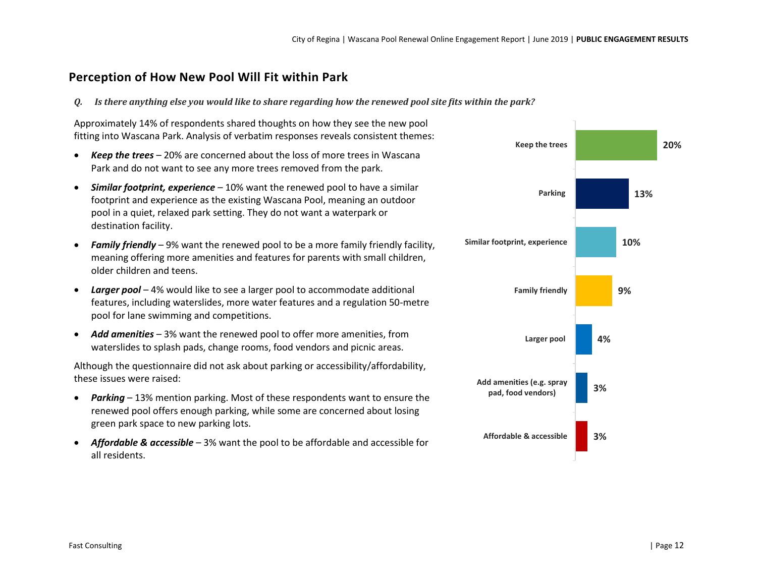## Perception of How New Pool Will Fit within Park

***Q. Is there anything else you would like to share regarding how the renewed pool site fits within the park?***

Approximately 14% of respondents shared thoughts on how they see the new pool fitting into Wascana Park. Analysis of verbatim responses reveals consistent themes:

- ***Keep the trees*** – 20% are concerned about the loss of more trees in Wascana Park and do not want to see any more trees removed from the park.
- ***Similar footprint, experience*** – 10% want the renewed pool to have a similar footprint and experience as the existing Wascana Pool, meaning an outdoor pool in a quiet, relaxed park setting. They do not want a waterpark or destination facility.
- ***Family friendly*** – 9% want the renewed pool to be a more family friendly facility, meaning offering more amenities and features for parents with small children, older children and teens.
- ***Larger pool*** – 4% would like to see a larger pool to accommodate additional features, including waterslides, more water features and a regulation 50-metre pool for lane swimming and competitions.
- ***Add amenities*** – 3% want the renewed pool to offer more amenities, from waterslides to splash pads, change rooms, food vendors and picnic areas.

Although the questionnaire did not ask about parking or accessibility/affordability, these issues were raised:

- ***Parking*** – 13% mention parking. Most of these respondents want to ensure the renewed pool offers enough parking, while some are concerned about losing green park space to new parking lots.
- ***Affordable & accessible*** – 3% want the pool to be affordable and accessible for all residents.

| Theme | % |
|---|---|
| Keep the trees | 20% |
| Parking | 13% |
| Similar footprint, experience | 10% |
| Family friendly | 9% |
| Larger pool | 4% |
| Add amenities (e.g. spray pad, food vendors) | 3% |
| Affordable & accessible | 3% |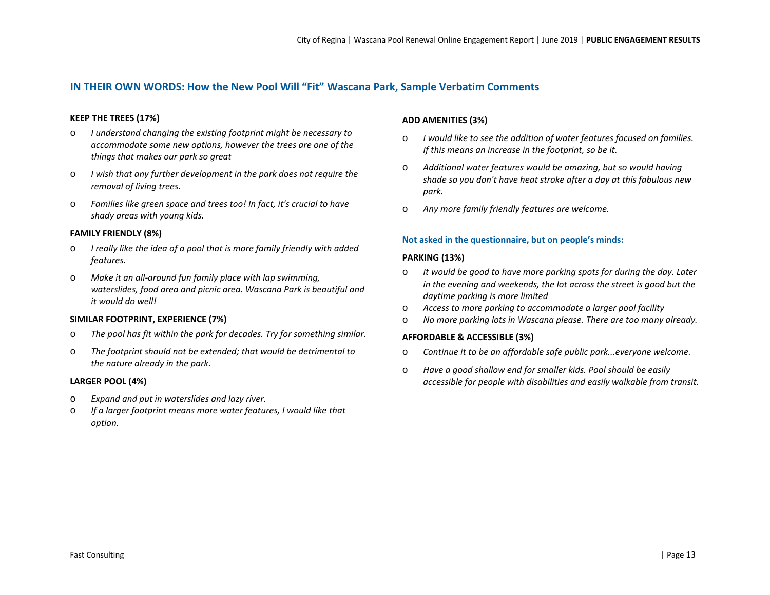## IN THEIR OWN WORDS: How the New Pool Will "Fit" Wascana Park, Sample Verbatim Comments

**KEEP THE TREES (17%)**

- *I understand changing the existing footprint might be necessary to accommodate some new options, however the trees are one of the things that makes our park so great*
- *I wish that any further development in the park does not require the removal of living trees.*
- *Families like green space and trees too! In fact, it's crucial to have shady areas with young kids.*

**FAMILY FRIENDLY (8%)**

- *I really like the idea of a pool that is more family friendly with added features.*
- *Make it an all-around fun family place with lap swimming, waterslides, food area and picnic area. Wascana Park is beautiful and it would do well!*

**SIMILAR FOOTPRINT, EXPERIENCE (7%)**

- *The pool has fit within the park for decades. Try for something similar.*
- *The footprint should not be extended; that would be detrimental to the nature already in the park.*

**LARGER POOL (4%)**

- *Expand and put in waterslides and lazy river.*
- *If a larger footprint means more water features, I would like that option.*

**ADD AMENITIES (3%)**

- *I would like to see the addition of water features focused on families. If this means an increase in the footprint, so be it.*
- *Additional water features would be amazing, but so would having shade so you don't have heat stroke after a day at this fabulous new park.*
- *Any more family friendly features are welcome.*

### Not asked in the questionnaire, but on people's minds:

**PARKING (13%)**

- *It would be good to have more parking spots for during the day. Later in the evening and weekends, the lot across the street is good but the daytime parking is more limited*
- *Access to more parking to accommodate a larger pool facility*
- *No more parking lots in Wascana please. There are too many already.*

**AFFORDABLE & ACCESSIBLE (3%)**

- *Continue it to be an affordable safe public park...everyone welcome.*
- *Have a good shallow end for smaller kids. Pool should be easily accessible for people with disabilities and easily walkable from transit.*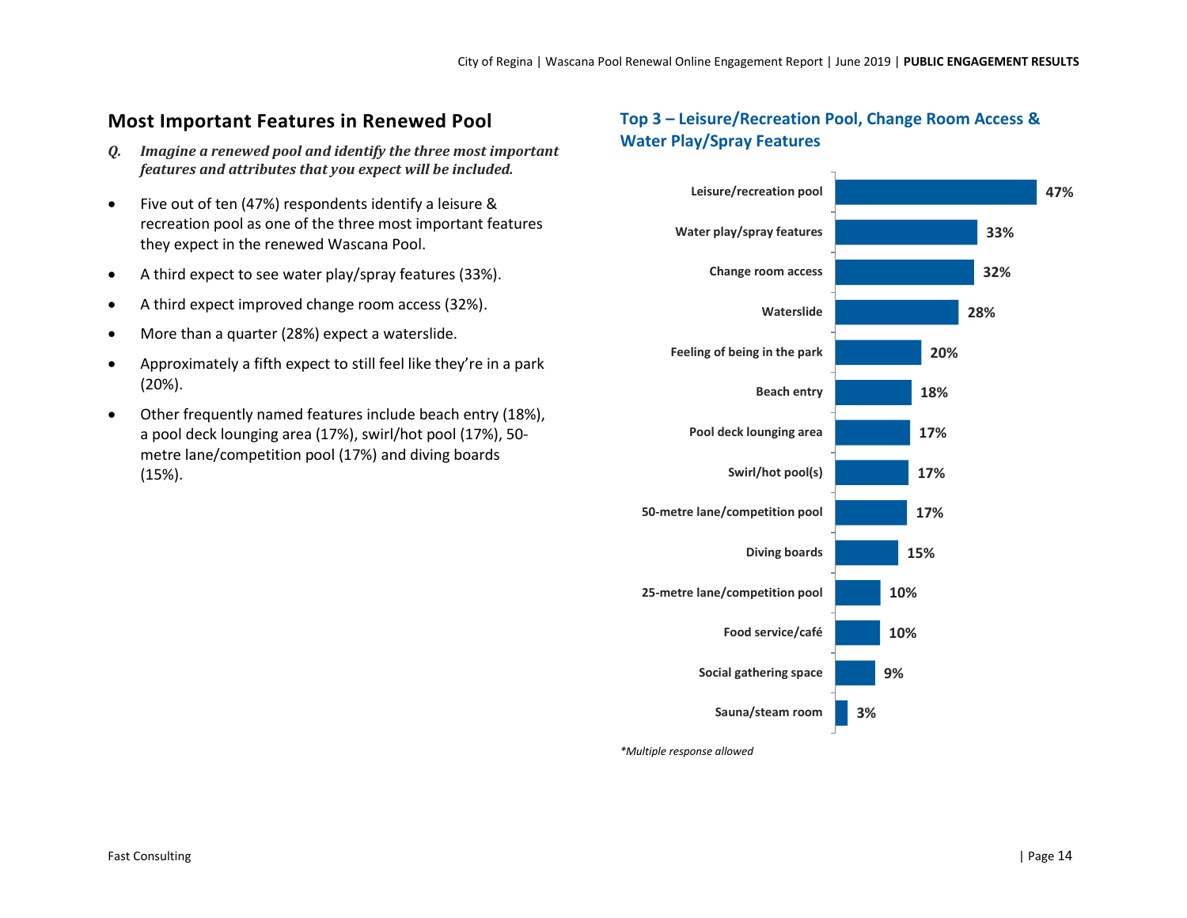## Most Important Features in Renewed Pool

***Q. Imagine a renewed pool and identify the three most important features and attributes that you expect will be included.***

- Five out of ten (47%) respondents identify a leisure & recreation pool as one of the three most important features they expect in the renewed Wascana Pool.
- A third expect to see water play/spray features (33%).
- A third expect improved change room access (32%).
- More than a quarter (28%) expect a waterslide.
- Approximately a fifth expect to still feel like they're in a park (20%).
- Other frequently named features include beach entry (18%), a pool deck lounging area (17%), swirl/hot pool (17%), 50-metre lane/competition pool (17%) and diving boards (15%).

### Top 3 – Leisure/Recreation Pool, Change Room Access & Water Play/Spray Features

| Feature | % |
|---|---|
| Leisure/recreation pool | 47% |
| Water play/spray features | 33% |
| Change room access | 32% |
| Waterslide | 28% |
| Feeling of being in the park | 20% |
| Beach entry | 18% |
| Pool deck lounging area | 17% |
| Swirl/hot pool(s) | 17% |
| 50-metre lane/competition pool | 17% |
| Diving boards | 15% |
| 25-metre lane/competition pool | 10% |
| Food service/café | 10% |
| Social gathering space | 9% |
| Sauna/steam room | 3% |

*\*Multiple response allowed*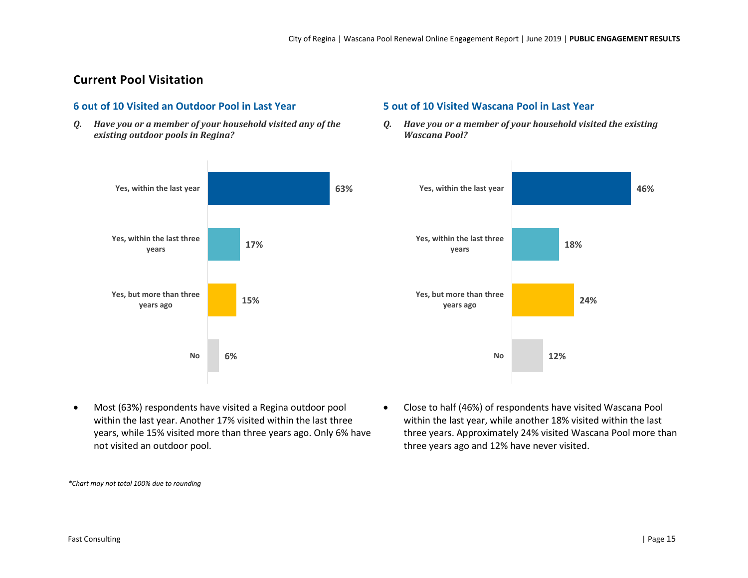## Current Pool Visitation

### 6 out of 10 Visited an Outdoor Pool in Last Year

***Q. Have you or a member of your household visited any of the existing outdoor pools in Regina?***

| Response | % |
|---|---|
| Yes, within the last year | 63% |
| Yes, within the last three years | 17% |
| Yes, but more than three years ago | 15% |
| No | 6% |

- Most (63%) respondents have visited a Regina outdoor pool within the last year. Another 17% visited within the last three years, while 15% visited more than three years ago. Only 6% have not visited an outdoor pool.

### 5 out of 10 Visited Wascana Pool in Last Year

***Q. Have you or a member of your household visited the existing Wascana Pool?***

| Response | % |
|---|---|
| Yes, within the last year | 46% |
| Yes, within the last three years | 18% |
| Yes, but more than three years ago | 24% |
| No | 12% |

- Close to half (46%) of respondents have visited Wascana Pool within the last year, while another 18% visited within the last three years. Approximately 24% visited Wascana Pool more than three years ago and 12% have never visited.

*\*Chart may not total 100% due to rounding*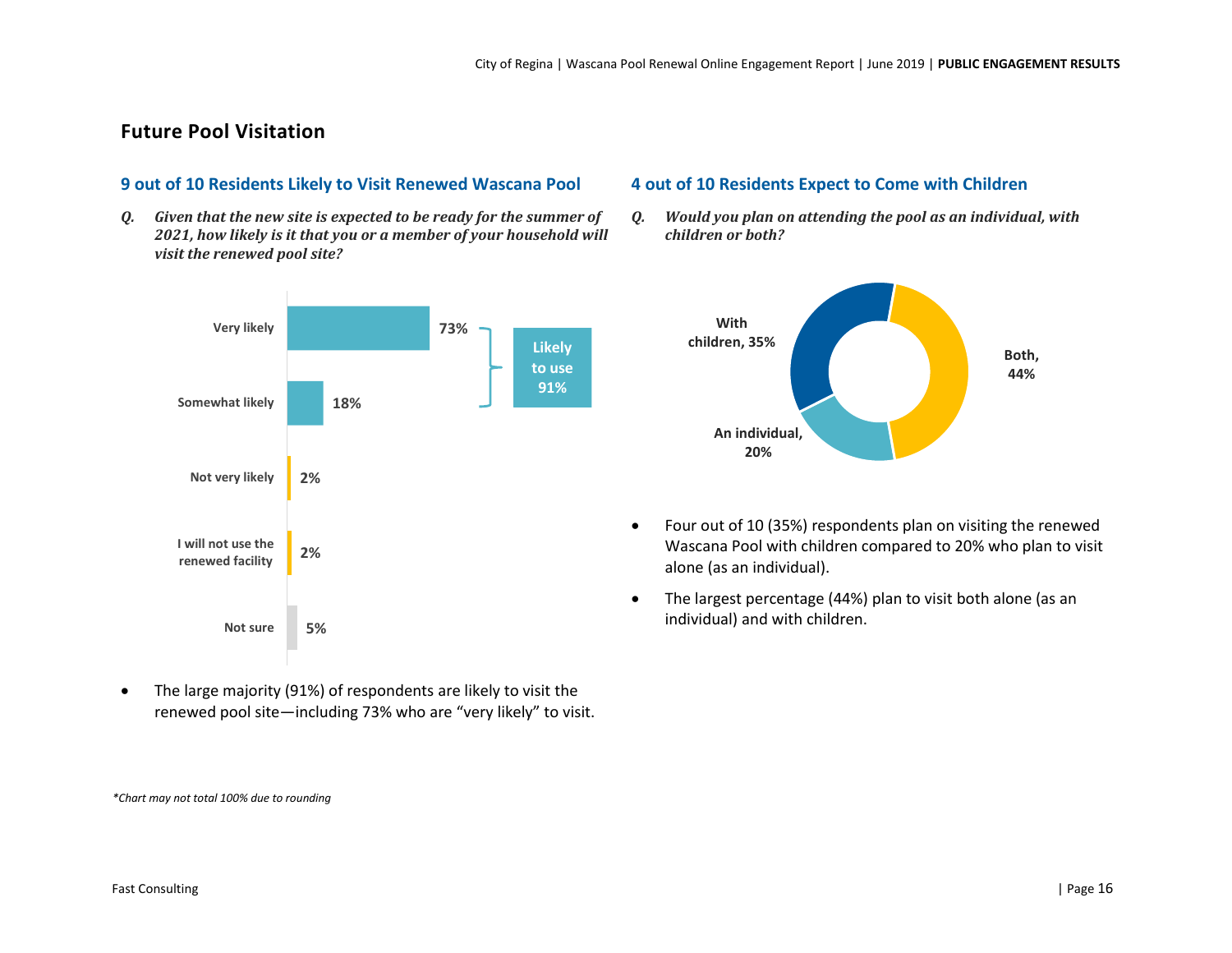## Future Pool Visitation

### 9 out of 10 Residents Likely to Visit Renewed Wascana Pool

***Q. Given that the new site is expected to be ready for the summer of 2021, how likely is it that you or a member of your household will visit the renewed pool site?***

| Response | % |
|---|---|
| Very likely | 73% |
| Somewhat likely | 18% |
| Not very likely | 2% |
| I will not use the renewed facility | 2% |
| Not sure | 5% |

Likely to use 91%

- The large majority (91%) of respondents are likely to visit the renewed pool site—including 73% who are "very likely" to visit.

### 4 out of 10 Residents Expect to Come with Children

***Q. Would you plan on attending the pool as an individual, with children or both?***

| Response | % |
|---|---|
| With children | 35% |
| Both | 44% |
| An individual | 20% |

- Four out of 10 (35%) respondents plan on visiting the renewed Wascana Pool with children compared to 20% who plan to visit alone (as an individual).
- The largest percentage (44%) plan to visit both alone (as an individual) and with children.

*\*Chart may not total 100% due to rounding*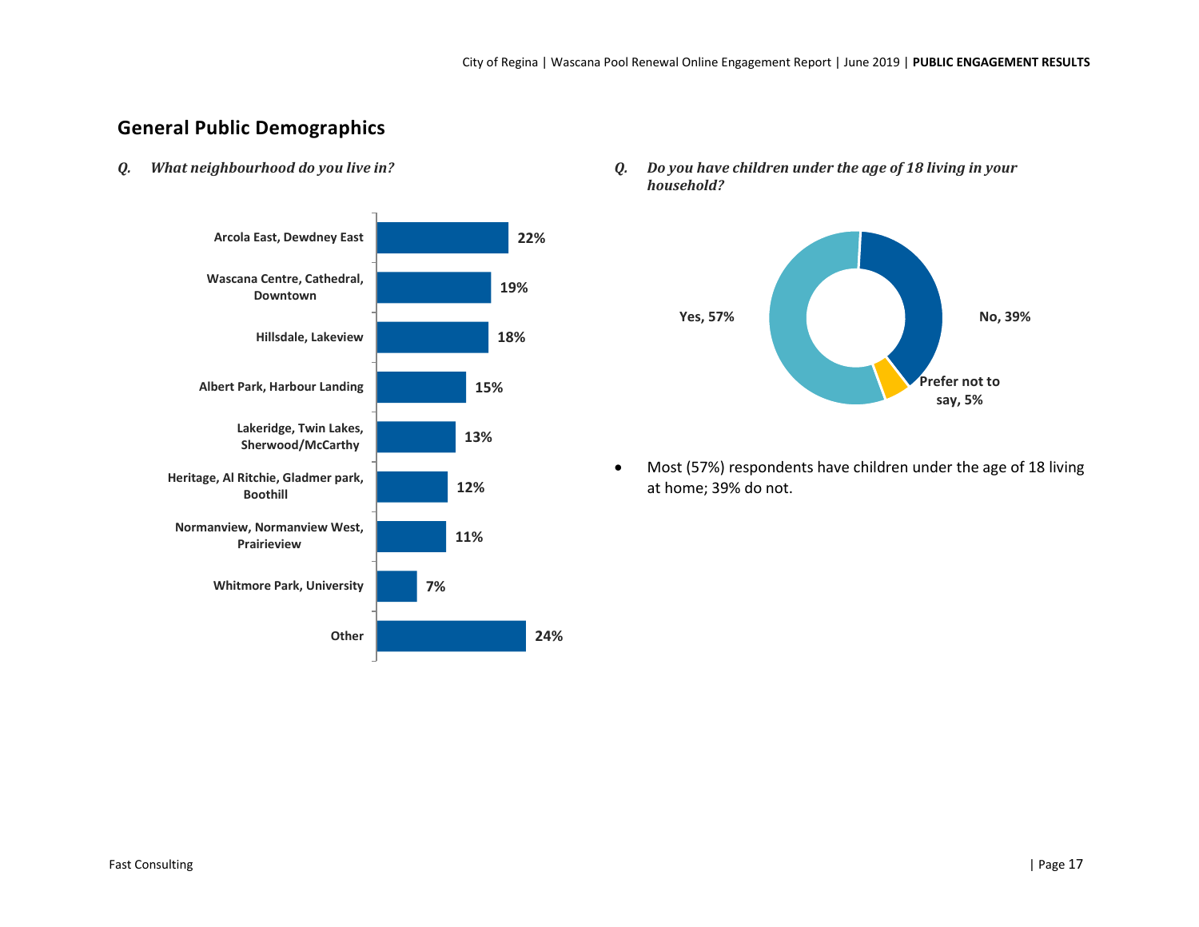## General Public Demographics

***Q. What neighbourhood do you live in?***

Arcola East, Dewdney East 22%
Wascana Centre, Cathedral, Downtown 19%
Hillsdale, Lakeview 18%
Albert Park, Harbour Landing 15%
Lakeridge, Twin Lakes, Sherwood/McCarthy 13%
Heritage, Al Ritchie, Gladmer park, Boothill 12%
Normanview, Normanview West, Prairieview 11%
Whitmore Park, University 7%
Other 24%

***Q. Do you have children under the age of 18 living in your household?***

Yes, 57%
No, 39%
Prefer not to say, 5%

- Most (57%) respondents have children under the age of 18 living at home; 39% do not.